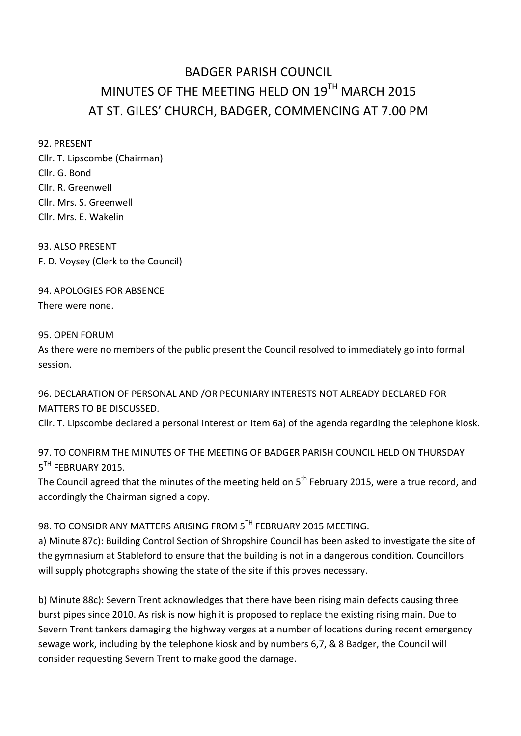# BADGER PARISH COUNCIL
# MINUTES OF THE MEETING HELD ON 19TH MARCH 2015
# AT ST. GILES' CHURCH, BADGER, COMMENCING AT 7.00 PM

92. PRESENT
Cllr. T. Lipscombe (Chairman)
Cllr. G. Bond
Cllr. R. Greenwell
Cllr. Mrs. S. Greenwell
Cllr. Mrs. E. Wakelin

93. ALSO PRESENT
F. D. Voysey (Clerk to the Council)

94. APOLOGIES FOR ABSENCE
There were none.

95. OPEN FORUM
As there were no members of the public present the Council resolved to immediately go into formal session.

96. DECLARATION OF PERSONAL AND /OR PECUNIARY INTERESTS NOT ALREADY DECLARED FOR MATTERS TO BE DISCUSSED.
Cllr. T. Lipscombe declared a personal interest on item 6a) of the agenda regarding the telephone kiosk.

97. TO CONFIRM THE MINUTES OF THE MEETING OF BADGER PARISH COUNCIL HELD ON THURSDAY 5TH FEBRUARY 2015.
The Council agreed that the minutes of the meeting held on 5th February 2015, were a true record, and accordingly the Chairman signed a copy.

98. TO CONSIDR ANY MATTERS ARISING FROM 5TH FEBRUARY 2015 MEETING.
a) Minute 87c): Building Control Section of Shropshire Council has been asked to investigate the site of the gymnasium at Stableford to ensure that the building is not in a dangerous condition. Councillors will supply photographs showing the state of the site if this proves necessary.

b) Minute 88c): Severn Trent acknowledges that there have been rising main defects causing three burst pipes since 2010. As risk is now high it is proposed to replace the existing rising main. Due to Severn Trent tankers damaging the highway verges at a number of locations during recent emergency sewage work, including by the telephone kiosk and by numbers 6,7, & 8 Badger, the Council will consider requesting Severn Trent to make good the damage.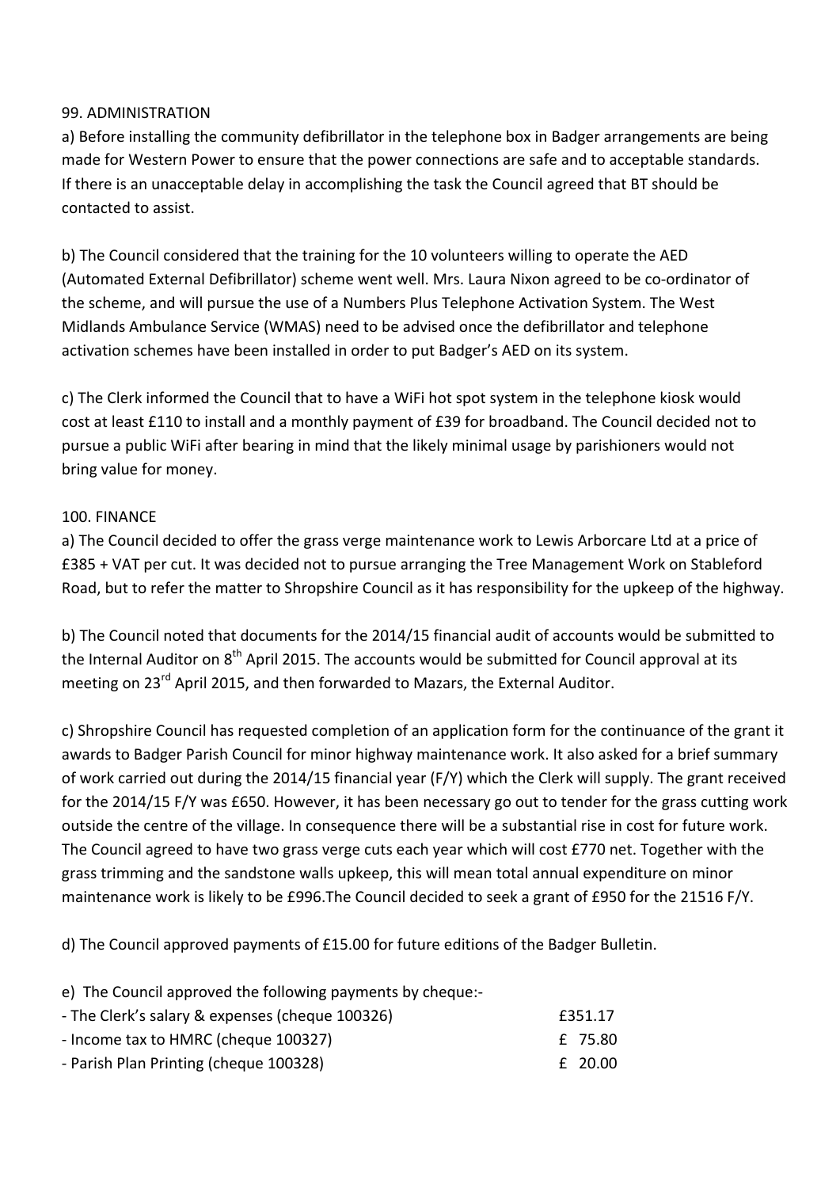99. ADMINISTRATION

a) Before installing the community defibrillator in the telephone box in Badger arrangements are being made for Western Power to ensure that the power connections are safe and to acceptable standards. If there is an unacceptable delay in accomplishing the task the Council agreed that BT should be contacted to assist.

b) The Council considered that the training for the 10 volunteers willing to operate the AED (Automated External Defibrillator) scheme went well. Mrs. Laura Nixon agreed to be co-ordinator of the scheme, and will pursue the use of a Numbers Plus Telephone Activation System. The West Midlands Ambulance Service (WMAS) need to be advised once the defibrillator and telephone activation schemes have been installed in order to put Badger's AED on its system.

c) The Clerk informed the Council that to have a WiFi hot spot system in the telephone kiosk would cost at least £110 to install and a monthly payment of £39 for broadband. The Council decided not to pursue a public WiFi after bearing in mind that the likely minimal usage by parishioners would not bring value for money.

100. FINANCE

a) The Council decided to offer the grass verge maintenance work to Lewis Arborcare Ltd at a price of £385 + VAT per cut. It was decided not to pursue arranging the Tree Management Work on Stableford Road, but to refer the matter to Shropshire Council as it has responsibility for the upkeep of the highway.

b) The Council noted that documents for the 2014/15 financial audit of accounts would be submitted to the Internal Auditor on 8th April 2015. The accounts would be submitted for Council approval at its meeting on 23rd April 2015, and then forwarded to Mazars, the External Auditor.

c) Shropshire Council has requested completion of an application form for the continuance of the grant it awards to Badger Parish Council for minor highway maintenance work. It also asked for a brief summary of work carried out during the 2014/15 financial year (F/Y) which the Clerk will supply. The grant received for the 2014/15 F/Y was £650. However, it has been necessary go out to tender for the grass cutting work outside the centre of the village. In consequence there will be a substantial rise in cost for future work. The Council agreed to have two grass verge cuts each year which will cost £770 net. Together with the grass trimming and the sandstone walls upkeep, this will mean total annual expenditure on minor maintenance work is likely to be £996.The Council decided to seek a grant of £950 for the 21516 F/Y.

d) The Council approved payments of £15.00 for future editions of the Badger Bulletin.

e) The Council approved the following payments by cheque:-

| | |
|---|---|
| - The Clerk's salary & expenses (cheque 100326) | £351.17 |
| - Income tax to HMRC (cheque 100327) | £ 75.80 |
| - Parish Plan Printing (cheque 100328) | £ 20.00 |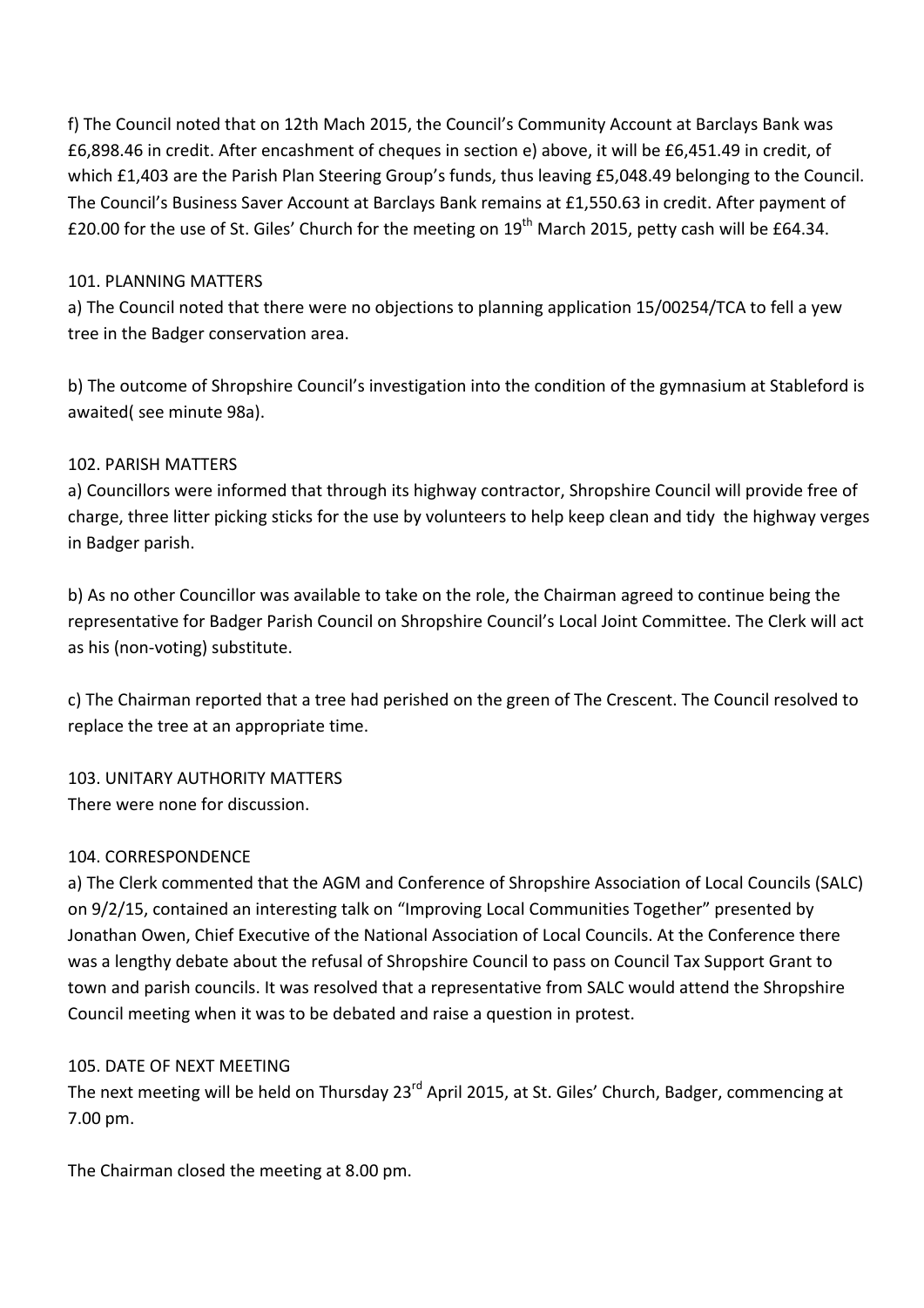f) The Council noted that on 12th Mach 2015, the Council's Community Account at Barclays Bank was £6,898.46 in credit. After encashment of cheques in section e) above, it will be £6,451.49 in credit, of which £1,403 are the Parish Plan Steering Group's funds, thus leaving £5,048.49 belonging to the Council. The Council's Business Saver Account at Barclays Bank remains at £1,550.63 in credit. After payment of £20.00 for the use of St. Giles' Church for the meeting on 19th March 2015, petty cash will be £64.34.

101. PLANNING MATTERS

a) The Council noted that there were no objections to planning application 15/00254/TCA to fell a yew tree in the Badger conservation area.

b) The outcome of Shropshire Council's investigation into the condition of the gymnasium at Stableford is awaited( see minute 98a).

102. PARISH MATTERS

a) Councillors were informed that through its highway contractor, Shropshire Council will provide free of charge, three litter picking sticks for the use by volunteers to help keep clean and tidy the highway verges in Badger parish.

b) As no other Councillor was available to take on the role, the Chairman agreed to continue being the representative for Badger Parish Council on Shropshire Council's Local Joint Committee. The Clerk will act as his (non-voting) substitute.

c) The Chairman reported that a tree had perished on the green of The Crescent. The Council resolved to replace the tree at an appropriate time.

103. UNITARY AUTHORITY MATTERS

There were none for discussion.

104. CORRESPONDENCE

a) The Clerk commented that the AGM and Conference of Shropshire Association of Local Councils (SALC) on 9/2/15, contained an interesting talk on "Improving Local Communities Together" presented by Jonathan Owen, Chief Executive of the National Association of Local Councils. At the Conference there was a lengthy debate about the refusal of Shropshire Council to pass on Council Tax Support Grant to town and parish councils. It was resolved that a representative from SALC would attend the Shropshire Council meeting when it was to be debated and raise a question in protest.

105. DATE OF NEXT MEETING

The next meeting will be held on Thursday 23rd April 2015, at St. Giles' Church, Badger, commencing at 7.00 pm.

The Chairman closed the meeting at 8.00 pm.